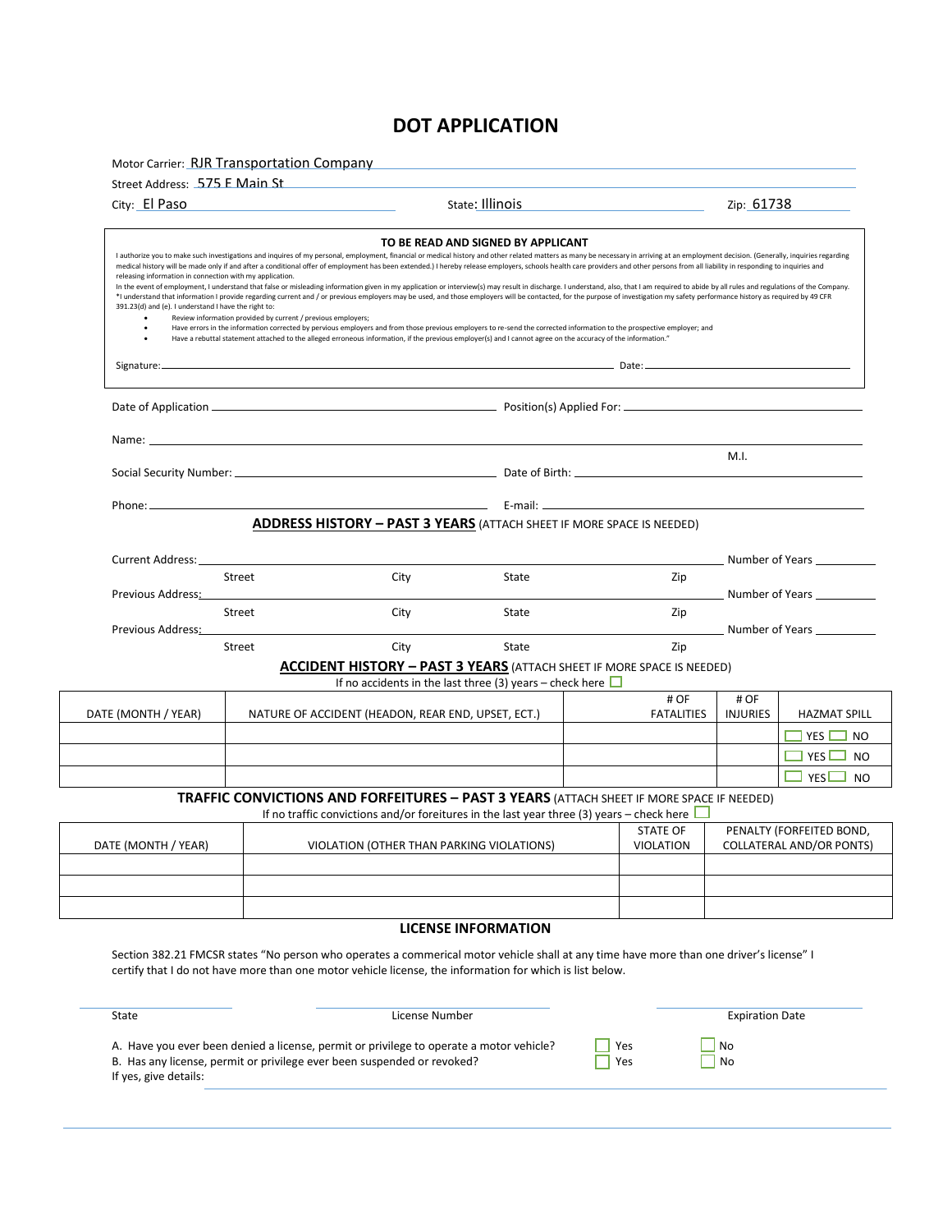# DOT APPLICATION

Motor Carrier: RJR Transportation Company

Street Address: 575 E Main St

City: El Paso State: Illinois Zip: 61738

---

**TO BE READ AND SIGNED BY APPLICANT**

I authorize you to make such investigations and inquires of my personal, employment, financial or medical history and other related matters as many be necessary in arriving at an employment decision. (Generally, inquiries regarding medical history will be made only if and after a conditional offer of employment has been extended.) I hereby release employers, schools health care providers and other persons from all liability in responding to inquiries and releasing information in connection with my application.

In the event of employment, I understand that false or misleading information given in my application or interview(s) may result in discharge. I understand, also, that I am required to abide by all rules and regulations of the Company.

*I understand that information I provide regarding current and / or previous employers may be used, and those employers will be contacted, for the purpose of investigation my safety performance history as required by 49 CFR 391.23(d) and (e). I understand I have the right to:

- Review information provided by current / previous employers;
- Have errors in the information corrected by pervious employers and from those previous employers to re-send the corrected information to the prospective employer; and
- Have a rebuttal statement attached to the alleged erroneous information, if the previous employer(s) and I cannot agree on the accuracy of the information."

Signature: ______________________ Date: ______________________

---

Date of Application ______________________ Position(s) Applied For: ______________________

Name: ______________________ M.I.

Social Security Number: ______________________ Date of Birth: ______________________

Phone: ______________________ E-mail: ______________________

## ADDRESS HISTORY – PAST 3 YEARS (ATTACH SHEET IF MORE SPACE IS NEEDED)

Current Address: ______________________ Number of Years ________
Street City State Zip

Previous Address: ______________________ Number of Years ________
Street City State Zip

Previous Address: ______________________ Number of Years ________
Street City State Zip

## ACCIDENT HISTORY – PAST 3 YEARS (ATTACH SHEET IF MORE SPACE IS NEEDED)

If no accidents in the last three (3) years – check here ☐

| DATE (MONTH / YEAR) | NATURE OF ACCIDENT (HEADON, REAR END, UPSET, ECT.) | # OF FATALITIES | # OF INJURIES | HAZMAT SPILL |
|---|---|---|---|---|
| | | | | ☐ YES ☐ NO |
| | | | | ☐ YES ☐ NO |
| | | | | ☐ YES ☐ NO |

## TRAFFIC CONVICTIONS AND FORFEITURES – PAST 3 YEARS (ATTACH SHEET IF MORE SPACE IF NEEDED)

If no traffic convictions and/or foreitures in the last year three (3) years – check here ☐

| DATE (MONTH / YEAR) | VIOLATION (OTHER THAN PARKING VIOLATIONS) | STATE OF VIOLATION | PENALTY (FORFEITED BOND, COLLATERAL AND/OR PONTS) |
|---|---|---|---|
| | | | |
| | | | |
| | | | |

## LICENSE INFORMATION

Section 382.21 FMCSR states "No person who operates a commerical motor vehicle shall at any time have more than one driver's license" I certify that I do not have more than one motor vehicle license, the information for which is list below.

| State | License Number | Expiration Date |
|---|---|---|
| | | |

A. Have you ever been denied a license, permit or privilege to operate a motor vehicle? ☐ Yes ☐ No

B. Has any license, permit or privilege ever been suspended or revoked? ☐ Yes ☐ No

If yes, give details: ______________________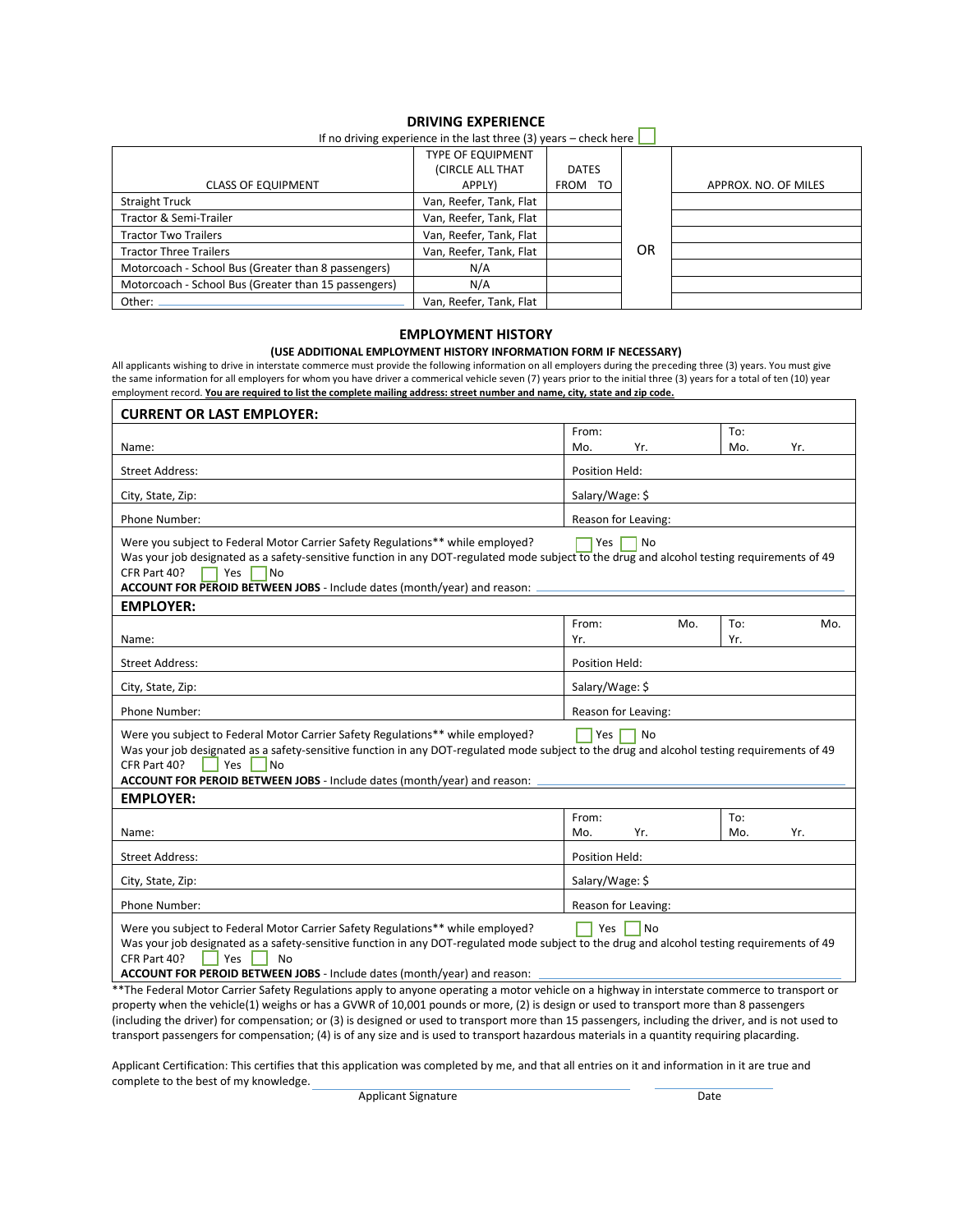## DRIVING EXPERIENCE

If no driving experience in the last three (3) years – check here ☐

| CLASS OF EQUIPMENT | TYPE OF EQUIPMENT (CIRCLE ALL THAT APPLY) | DATES FROM TO | | APPROX. NO. OF MILES |
|---|---|---|---|---|
| Straight Truck | Van, Reefer, Tank, Flat | | | |
| Tractor & Semi-Trailer | Van, Reefer, Tank, Flat | | | |
| Tractor Two Trailers | Van, Reefer, Tank, Flat | | | |
| Tractor Three Trailers | Van, Reefer, Tank, Flat | | OR | |
| Motorcoach - School Bus (Greater than 8 passengers) | N/A | | | |
| Motorcoach - School Bus (Greater than 15 passengers) | N/A | | | |
| Other: ______________________ | Van, Reefer, Tank, Flat | | | |

## EMPLOYMENT HISTORY

**(USE ADDITIONAL EMPLOYMENT HISTORY INFORMATION FORM IF NECESSARY)**

All applicants wishing to drive in interstate commerce must provide the following information on all employers during the preceding three (3) years. You must give the same information for all employers for whom you have driver a commerical vehicle seven (7) years prior to the initial three (3) years for a total of ten (10) year employment record. **You are required to list the complete mailing address: street number and name, city, state and zip code.**

### CURRENT OR LAST EMPLOYER:

| | | |
|---|---|---|
| Name: | From: Mo. Yr. | To: Mo. Yr. |
| Street Address: | Position Held: | |
| City, State, Zip: | Salary/Wage: $ | |
| Phone Number: | Reason for Leaving: | |

Were you subject to Federal Motor Carrier Safety Regulations** while employed? ☐ Yes ☐ No

Was your job designated as a safety-sensitive function in any DOT-regulated mode subject to the drug and alcohol testing requirements of 49 CFR Part 40? ☐ Yes ☐ No

**ACCOUNT FOR PEROID BETWEEN JOBS** - Include dates (month/year) and reason: ______________________

### EMPLOYER:

| | | |
|---|---|---|
| Name: | From: Mo. Yr. | To: Mo. Yr. |
| Street Address: | Position Held: | |
| City, State, Zip: | Salary/Wage: $ | |
| Phone Number: | Reason for Leaving: | |

Were you subject to Federal Motor Carrier Safety Regulations** while employed? ☐ Yes ☐ No

Was your job designated as a safety-sensitive function in any DOT-regulated mode subject to the drug and alcohol testing requirements of 49 CFR Part 40? ☐ Yes ☐ No

**ACCOUNT FOR PEROID BETWEEN JOBS** - Include dates (month/year) and reason: ______________________

### EMPLOYER:

| | | |
|---|---|---|
| Name: | From: Mo. Yr. | To: Mo. Yr. |
| Street Address: | Position Held: | |
| City, State, Zip: | Salary/Wage: $ | |
| Phone Number: | Reason for Leaving: | |

Were you subject to Federal Motor Carrier Safety Regulations** while employed? ☐ Yes ☐ No

Was your job designated as a safety-sensitive function in any DOT-regulated mode subject to the drug and alcohol testing requirements of 49 CFR Part 40? ☐ Yes ☐ No

**ACCOUNT FOR PEROID BETWEEN JOBS** - Include dates (month/year) and reason: ______________________

**The Federal Motor Carrier Safety Regulations apply to anyone operating a motor vehicle on a highway in interstate commerce to transport or property when the vehicle(1) weighs or has a GVWR of 10,001 pounds or more, (2) is design or used to transport more than 8 passengers (including the driver) for compensation; or (3) is designed or used to transport more than 15 passengers, including the driver, and is not used to transport passengers for compensation; (4) is of any size and is used to transport hazardous materials in a quantity requiring placarding.

Applicant Certification: This certifies that this application was completed by me, and that all entries on it and information in it are true and complete to the best of my knowledge.

______________________________ Applicant Signature ______________ Date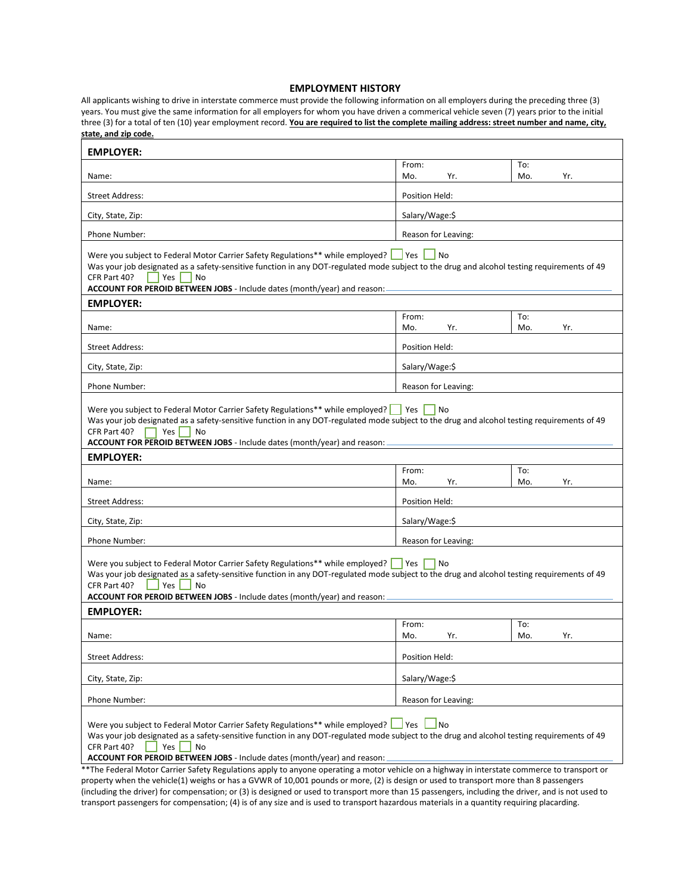## EMPLOYMENT HISTORY

All applicants wishing to drive in interstate commerce must provide the following information on all employers during the preceding three (3) years. You must give the same information for all employers for whom you have driven a commerical vehicle seven (7) years prior to the initial three (3) for a total of ten (10) year employment record. **You are required to list the complete mailing address: street number and name, city, state, and zip code.**

| **EMPLOYER:** | | |
|---|---|---|
| Name: | From: Mo. Yr. | To: Mo. Yr. |
| Street Address: | Position Held: | |
| City, State, Zip: | Salary/Wage:$ | |
| Phone Number: | Reason for Leaving: | |

Were you subject to Federal Motor Carrier Safety Regulations** while employed? ☐ Yes ☐ No
Was your job designated as a safety-sensitive function in any DOT-regulated mode subject to the drug and alcohol testing requirements of 49 CFR Part 40? ☐ Yes ☐ No
**ACCOUNT FOR PEROID BETWEEN JOBS** - Include dates (month/year) and reason: ____________________

| **EMPLOYER:** | | |
|---|---|---|
| Name: | From: Mo. Yr. | To: Mo. Yr. |
| Street Address: | Position Held: | |
| City, State, Zip: | Salary/Wage:$ | |
| Phone Number: | Reason for Leaving: | |

Were you subject to Federal Motor Carrier Safety Regulations** while employed? ☐ Yes ☐ No
Was your job designated as a safety-sensitive function in any DOT-regulated mode subject to the drug and alcohol testing requirements of 49 CFR Part 40? ☐ Yes ☐ No
**ACCOUNT FOR PEROID BETWEEN JOBS** - Include dates (month/year) and reason: ____________________

| **EMPLOYER:** | | |
|---|---|---|
| Name: | From: Mo. Yr. | To: Mo. Yr. |
| Street Address: | Position Held: | |
| City, State, Zip: | Salary/Wage:$ | |
| Phone Number: | Reason for Leaving: | |

Were you subject to Federal Motor Carrier Safety Regulations** while employed? ☐ Yes ☐ No
Was your job designated as a safety-sensitive function in any DOT-regulated mode subject to the drug and alcohol testing requirements of 49 CFR Part 40? ☐ Yes ☐ No
**ACCOUNT FOR PEROID BETWEEN JOBS** - Include dates (month/year) and reason: ____________________

| **EMPLOYER:** | | |
|---|---|---|
| Name: | From: Mo. Yr. | To: Mo. Yr. |
| Street Address: | Position Held: | |
| City, State, Zip: | Salary/Wage:$ | |
| Phone Number: | Reason for Leaving: | |

Were you subject to Federal Motor Carrier Safety Regulations** while employed? ☐ Yes ☐ No
Was your job designated as a safety-sensitive function in any DOT-regulated mode subject to the drug and alcohol testing requirements of 49 CFR Part 40? ☐ Yes ☐ No
**ACCOUNT FOR PEROID BETWEEN JOBS** - Include dates (month/year) and reason: ____________________

**The Federal Motor Carrier Safety Regulations apply to anyone operating a motor vehicle on a highway in interstate commerce to transport or property when the vehicle(1) weighs or has a GVWR of 10,001 pounds or more, (2) is design or used to transport more than 8 passengers (including the driver) for compensation; or (3) is designed or used to transport more than 15 passengers, including the driver, and is not used to transport passengers for compensation; (4) is of any size and is used to transport hazardous materials in a quantity requiring placarding.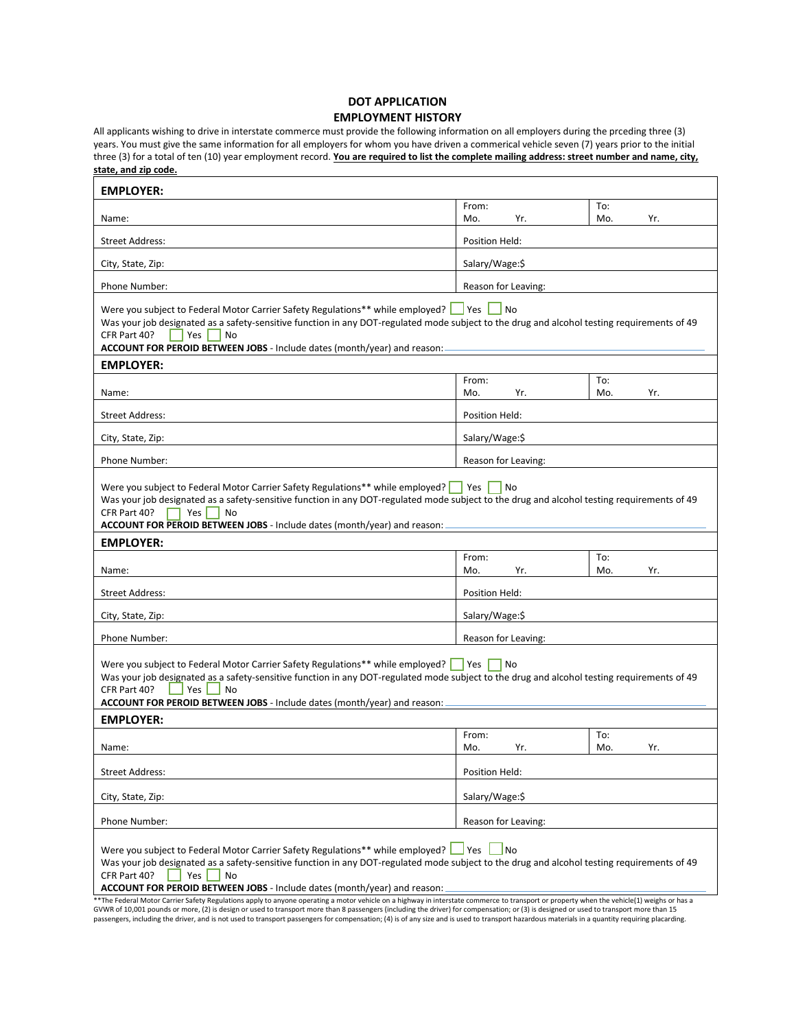## DOT APPLICATION
## EMPLOYMENT HISTORY

All applicants wishing to drive in interstate commerce must provide the following information on all employers during the prceding three (3) years. You must give the same information for all employers for whom you have driven a commerical vehicle seven (7) years prior to the initial three (3) for a total of ten (10) year employment record. **You are required to list the complete mailing address: street number and name, city, state, and zip code.**

| **EMPLOYER:** | | |
|---|---|---|
| Name: | From: Mo. Yr. | To: Mo. Yr. |
| Street Address: | Position Held: | |
| City, State, Zip: | Salary/Wage:$ | |
| Phone Number: | Reason for Leaving: | |

Were you subject to Federal Motor Carrier Safety Regulations** while employed? ☐ Yes ☐ No
Was your job designated as a safety-sensitive function in any DOT-regulated mode subject to the drug and alcohol testing requirements of 49 CFR Part 40? ☐ Yes ☐ No
**ACCOUNT FOR PEROID BETWEEN JOBS** - Include dates (month/year) and reason: ____________________

| **EMPLOYER:** | | |
|---|---|---|
| Name: | From: Mo. Yr. | To: Mo. Yr. |
| Street Address: | Position Held: | |
| City, State, Zip: | Salary/Wage:$ | |
| Phone Number: | Reason for Leaving: | |

Were you subject to Federal Motor Carrier Safety Regulations** while employed? ☐ Yes ☐ No
Was your job designated as a safety-sensitive function in any DOT-regulated mode subject to the drug and alcohol testing requirements of 49 CFR Part 40? ☐ Yes ☐ No
**ACCOUNT FOR PEROID BETWEEN JOBS** - Include dates (month/year) and reason: ____________________

| **EMPLOYER:** | | |
|---|---|---|
| Name: | From: Mo. Yr. | To: Mo. Yr. |
| Street Address: | Position Held: | |
| City, State, Zip: | Salary/Wage:$ | |
| Phone Number: | Reason for Leaving: | |

Were you subject to Federal Motor Carrier Safety Regulations** while employed? ☐ Yes ☐ No
Was your job designated as a safety-sensitive function in any DOT-regulated mode subject to the drug and alcohol testing requirements of 49 CFR Part 40? ☐ Yes ☐ No
**ACCOUNT FOR PEROID BETWEEN JOBS** - Include dates (month/year) and reason: ____________________

| **EMPLOYER:** | | |
|---|---|---|
| Name: | From: Mo. Yr. | To: Mo. Yr. |
| Street Address: | Position Held: | |
| City, State, Zip: | Salary/Wage:$ | |
| Phone Number: | Reason for Leaving: | |

Were you subject to Federal Motor Carrier Safety Regulations** while employed? ☐ Yes ☐ No
Was your job designated as a safety-sensitive function in any DOT-regulated mode subject to the drug and alcohol testing requirements of 49 CFR Part 40? ☐ Yes ☐ No
**ACCOUNT FOR PEROID BETWEEN JOBS** - Include dates (month/year) and reason: ____________________

**The Federal Motor Carrier Safety Regulations apply to anyone operating a motor vehicle on a highway in interstate commerce to transport or property when the vehicle(1) weighs or has a GVWR of 10,001 pounds or more, (2) is design or used to transport more than 8 passengers (including the driver) for compensation; or (3) is designed or used to transport more than 15 passengers, including the driver, and is not used to transport passengers for compensation; (4) is of any size and is used to transport hazardous materials in a quantity requiring placarding.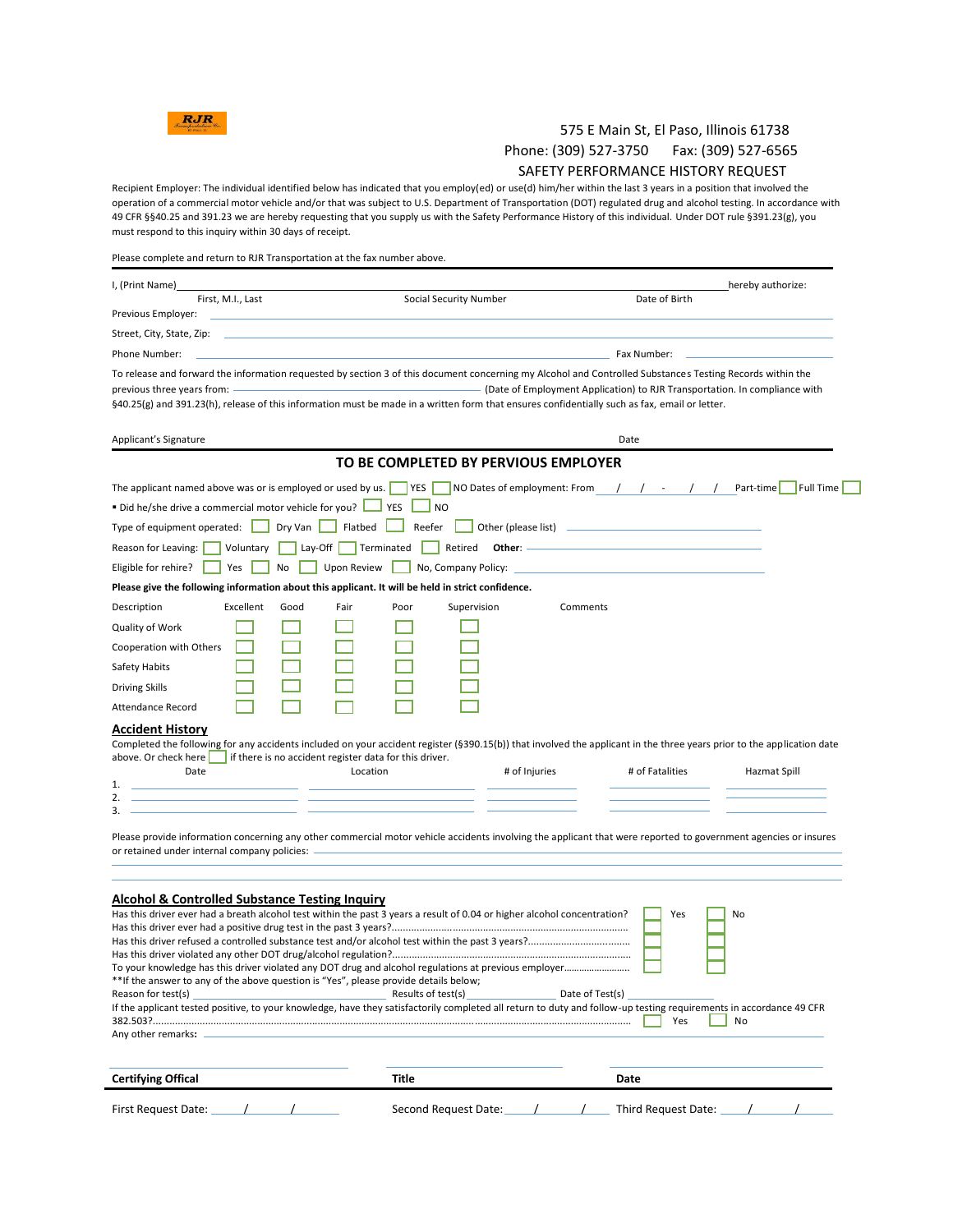575 E Main St, El Paso, Illinois 61738

Phone: (309) 527-3750 Fax: (309) 527-6565

SAFETY PERFORMANCE HISTORY REQUEST

Recipient Employer: The individual identified below has indicated that you employ(ed) or use(d) him/her within the last 3 years in a position that involved the operation of a commercial motor vehicle and/or that was subject to U.S. Department of Transportation (DOT) regulated drug and alcohol testing. In accordance with 49 CFR §§40.25 and 391.23 we are hereby requesting that you supply us with the Safety Performance History of this individual. Under DOT rule §391.23(g), you must respond to this inquiry within 30 days of receipt.

Please complete and return to RJR Transportation at the fax number above.

I, (Print Name)\_\_\_\_\_\_\_\_\_\_\_\_\_\_\_\_\_\_\_\_\_\_\_\_\_\_\_\_\_\_\_\_\_\_\_\_\_\_\_\_\_\_\_\_\_\_hereby authorize:

First, M.I., Last Social Security Number Date of Birth

Previous Employer: \_\_\_\_\_\_\_\_\_\_\_\_\_\_\_\_\_\_\_\_\_\_\_\_\_\_\_\_\_\_\_\_\_\_\_\_\_\_\_\_

Street, City, State, Zip: \_\_\_\_\_\_\_\_\_\_\_\_\_\_\_\_\_\_\_\_\_\_\_\_\_\_\_\_\_\_\_\_\_\_\_\_\_\_\_\_

Phone Number: \_\_\_\_\_\_\_\_\_\_\_\_\_\_\_\_\_\_\_\_\_\_\_\_\_\_ Fax Number: \_\_\_\_\_\_\_\_\_\_\_\_\_\_

To release and forward the information requested by section 3 of this document concerning my Alcohol and Controlled Substances Testing Records within the previous three years from: \_\_\_\_\_\_\_\_\_\_\_\_\_\_\_\_\_\_\_\_\_\_\_\_\_\_ (Date of Employment Application) to RJR Transportation. In compliance with §40.25(g) and 391.23(h), release of this information must be made in a written form that ensures confidentially such as fax, email or letter.

Applicant's Signature Date

## TO BE COMPLETED BY PERVIOUS EMPLOYER

The applicant named above was or is employed or used by us. ☐ YES ☐ NO Dates of employment: From \_\_/\_\_/\_\_ - \_\_/\_\_/\_\_ Part-time ☐ Full Time ☐

- Did he/she drive a commercial motor vehicle for you? ☐ YES ☐ NO

Type of equipment operated: ☐ Dry Van ☐ Flatbed ☐ Reefer ☐ Other (please list) \_\_\_\_\_\_\_\_\_\_\_\_\_\_\_\_

Reason for Leaving: ☐ Voluntary ☐ Lay-Off ☐ Terminated ☐ Retired **Other**: \_\_\_\_\_\_\_\_\_\_\_\_\_\_\_\_

Eligible for rehire? ☐ Yes ☐ No ☐ Upon Review ☐ No, Company Policy: \_\_\_\_\_\_\_\_\_\_\_\_\_\_\_\_

**Please give the following information about this applicant. It will be held in strict confidence.**

| Description | Excellent | Good | Fair | Poor | Supervision | Comments |
|---|---|---|---|---|---|---|
| Quality of Work | ☐ | ☐ | ☐ | ☐ | ☐ | |
| Cooperation with Others | ☐ | ☐ | ☐ | ☐ | ☐ | |
| Safety Habits | ☐ | ☐ | ☐ | ☐ | ☐ | |
| Driving Skills | ☐ | ☐ | ☐ | ☐ | ☐ | |
| Attendance Record | ☐ | ☐ | ☐ | ☐ | ☐ | |

### Accident History

Completed the following for any accidents included on your accident register (§390.15(b)) that involved the applicant in the three years prior to the application date above. Or check here ☐ if there is no accident register data for this driver.

| | Date | Location | # of Injuries | # of Fatalities | Hazmat Spill |
|---|---|---|---|---|---|
| 1. | | | | | |
| 2. | | | | | |
| 3. | | | | | |

Please provide information concerning any other commercial motor vehicle accidents involving the applicant that were reported to government agencies or insures or retained under internal company policies: \_\_\_\_\_\_\_\_\_\_\_\_\_\_\_\_\_\_\_\_\_\_\_\_\_\_\_\_\_\_\_\_

### Alcohol & Controlled Substance Testing Inquiry

| | Yes | No |
|---|---|---|
| Has this driver ever had a breath alcohol test within the past 3 years a result of 0.04 or higher alcohol concentration? | ☐ | ☐ |
| Has this driver ever had a positive drug test in the past 3 years?...... | ☐ | ☐ |
| Has this driver refused a controlled substance test and/or alcohol test within the past 3 years?...... | ☐ | ☐ |
| Has this driver violated any other DOT drug/alcohol regulation?...... | ☐ | ☐ |
| To your knowledge has this driver violated any DOT drug and alcohol regulations at previous employer...... | ☐ | ☐ |

**If the answer to any of the above question is "Yes", please provide details below;

Reason for test(s) \_\_\_\_\_\_\_\_\_\_\_\_\_\_\_\_ Results of test(s) \_\_\_\_\_\_\_\_\_\_\_\_ Date of Test(s) \_\_\_\_\_\_\_\_\_\_\_\_

If the applicant tested positive, to your knowledge, have they satisfactorily completed all return to duty and follow-up testing requirements in accordance with 49 CFR 382.503?...... ☐ Yes ☐ No

Any other remarks: \_\_\_\_\_\_\_\_\_\_\_\_\_\_\_\_\_\_\_\_\_\_\_\_\_\_\_\_\_\_\_\_

**Certifying Offical** **Title** **Date**

First Request Date: \_\_\_/\_\_\_/\_\_\_ Second Request Date: \_\_\_/\_\_\_/\_\_\_ Third Request Date: \_\_\_/\_\_\_/\_\_\_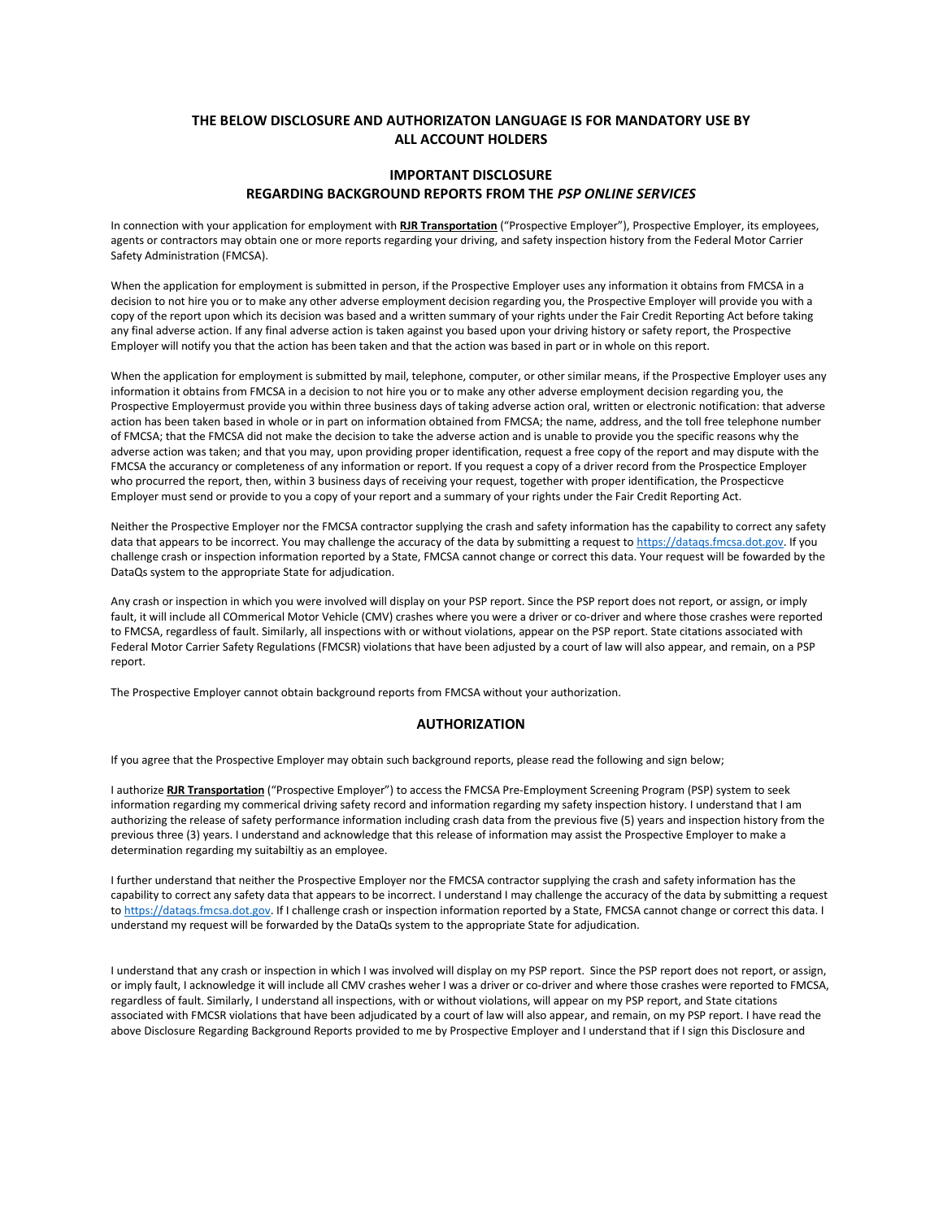**THE BELOW DISCLOSURE AND AUTHORIZATON LANGUAGE IS FOR MANDATORY USE BY ALL ACCOUNT HOLDERS**

## IMPORTANT DISCLOSURE
## REGARDING BACKGROUND REPORTS FROM THE *PSP ONLINE SERVICES*

In connection with your application for employment with **RJR Transportation** ("Prospective Employer"), Prospective Employer, its employees, agents or contractors may obtain one or more reports regarding your driving, and safety inspection history from the Federal Motor Carrier Safety Administration (FMCSA).

When the application for employment is submitted in person, if the Prospective Employer uses any information it obtains from FMCSA in a decision to not hire you or to make any other adverse employment decision regarding you, the Prospective Employer will provide you with a copy of the report upon which its decision was based and a written summary of your rights under the Fair Credit Reporting Act before taking any final adverse action. If any final adverse action is taken against you based upon your driving history or safety report, the Prospective Employer will notify you that the action has been taken and that the action was based in part or in whole on this report.

When the application for employment is submitted by mail, telephone, computer, or other similar means, if the Prospective Employer uses any information it obtains from FMCSA in a decision to not hire you or to make any other adverse employment decision regarding you, the Prospective Employermust provide you within three business days of taking adverse action oral, written or electronic notification: that adverse action has been taken based in whole or in part on information obtained from FMCSA; the name, address, and the toll free telephone number of FMCSA; that the FMCSA did not make the decision to take the adverse action and is unable to provide you the specific reasons why the adverse action was taken; and that you may, upon providing proper identification, request a free copy of the report and may dispute with the FMCSA the accurancy or completeness of any information or report. If you request a copy of a driver record from the Prospectice Employer who procurred the report, then, within 3 business days of receiving your request, together with proper identification, the Prospecticve Employer must send or provide to you a copy of your report and a summary of your rights under the Fair Credit Reporting Act.

Neither the Prospective Employer nor the FMCSA contractor supplying the crash and safety information has the capability to correct any safety data that appears to be incorrect. You may challenge the accuracy of the data by submitting a request to https://dataqs.fmcsa.dot.gov. If you challenge crash or inspection information reported by a State, FMCSA cannot change or correct this data. Your request will be fowarded by the DataQs system to the appropriate State for adjudication.

Any crash or inspection in which you were involved will display on your PSP report. Since the PSP report does not report, or assign, or imply fault, it will include all COmmerical Motor Vehicle (CMV) crashes where you were a driver or co-driver and where those crashes were reported to FMCSA, regardless of fault. Similarly, all inspections with or without violations, appear on the PSP report. State citations associated with Federal Motor Carrier Safety Regulations (FMCSR) violations that have been adjusted by a court of law will also appear, and remain, on a PSP report.

The Prospective Employer cannot obtain background reports from FMCSA without your authorization.

## AUTHORIZATION

If you agree that the Prospective Employer may obtain such background reports, please read the following and sign below;

I authorize **RJR Transportation** ("Prospective Employer") to access the FMCSA Pre-Employment Screening Program (PSP) system to seek information regarding my commerical driving safety record and information regarding my safety inspection history. I understand that I am authorizing the release of safety performance information including crash data from the previous five (5) years and inspection history from the previous three (3) years. I understand and acknowledge that this release of information may assist the Prospective Employer to make a determination regarding my suitabiltiy as an employee.

I further understand that neither the Prospective Employer nor the FMCSA contractor supplying the crash and safety information has the capability to correct any safety data that appears to be incorrect. I understand I may challenge the accuracy of the data by submitting a request to https://dataqs.fmcsa.dot.gov. If I challenge crash or inspection information reported by a State, FMCSA cannot change or correct this data. I understand my request will be forwarded by the DataQs system to the appropriate State for adjudication.

I understand that any crash or inspection in which I was involved will display on my PSP report. Since the PSP report does not report, or assign, or imply fault, I acknowledge it will include all CMV crashes weher I was a driver or co-driver and where those crashes were reported to FMCSA, regardless of fault. Similarly, I understand all inspections, with or without violations, will appear on my PSP report, and State citations associated with FMCSR violations that have been adjudicated by a court of law will also appear, and remain, on my PSP report. I have read the above Disclosure Regarding Background Reports provided to me by Prospective Employer and I understand that if I sign this Disclosure and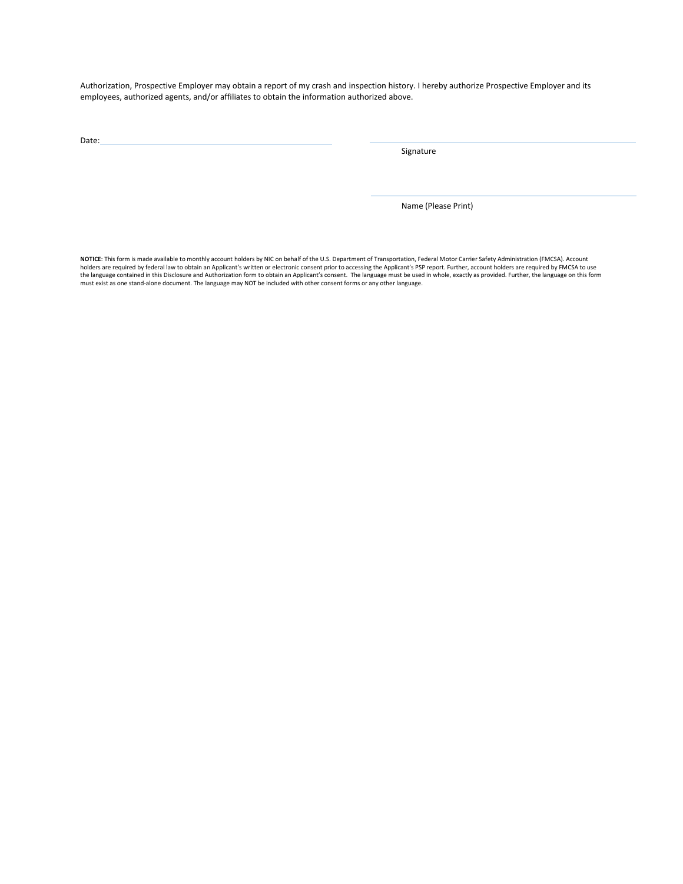Authorization, Prospective Employer may obtain a report of my crash and inspection history. I hereby authorize Prospective Employer and its employees, authorized agents, and/or affiliates to obtain the information authorized above.

Date:\_\_\_\_\_\_\_\_\_\_\_\_\_\_\_\_\_\_\_\_\_\_\_\_\_\_\_\_\_\_\_\_\_\_\_\_\_\_\_\_

\_\_\_\_\_\_\_\_\_\_\_\_\_\_\_\_\_\_\_\_\_\_\_\_\_\_\_\_\_\_\_\_\_\_\_\_\_\_\_\_
Signature

\_\_\_\_\_\_\_\_\_\_\_\_\_\_\_\_\_\_\_\_\_\_\_\_\_\_\_\_\_\_\_\_\_\_\_\_\_\_\_\_
Name (Please Print)

**NOTICE**: This form is made available to monthly account holders by NIC on behalf of the U.S. Department of Transportation, Federal Motor Carrier Safety Administration (FMCSA). Account holders are required by federal law to obtain an Applicant's written or electronic consent prior to accessing the Applicant's PSP report. Further, account holders are required by FMCSA to use the language contained in this Disclosure and Authorization form to obtain an Applicant's consent. The language must be used in whole, exactly as provided. Further, the language on this form must exist as one stand-alone document. The language may NOT be included with other consent forms or any other language.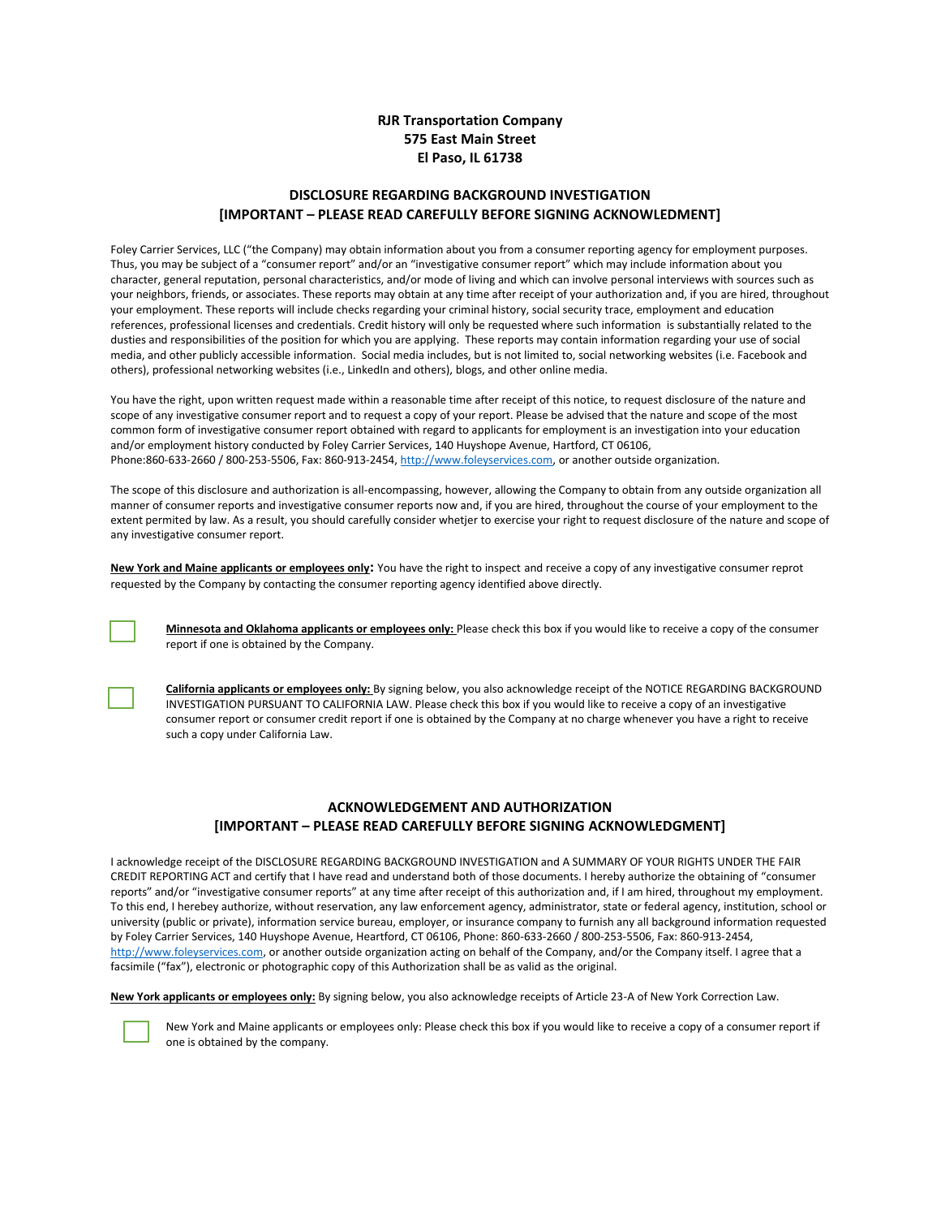**RJR Transportation Company**
**575 East Main Street**
**El Paso, IL 61738**

## DISCLOSURE REGARDING BACKGROUND INVESTIGATION
## [IMPORTANT – PLEASE READ CAREFULLY BEFORE SIGNING ACKNOWLEDMENT]

Foley Carrier Services, LLC ("the Company) may obtain information about you from a consumer reporting agency for employment purposes. Thus, you may be subject of a "consumer report" and/or an "investigative consumer report" which may include information about you character, general reputation, personal characteristics, and/or mode of living and which can involve personal interviews with sources such as your neighbors, friends, or associates. These reports may obtain at any time after receipt of your authorization and, if you are hired, throughout your employment. These reports will include checks regarding your criminal history, social security trace, employment and education references, professional licenses and credentials. Credit history will only be requested where such information is substantially related to the dusties and responsibilities of the position for which you are applying. These reports may contain information regarding your use of social media, and other publicly accessible information. Social media includes, but is not limited to, social networking websites (i.e. Facebook and others), professional networking websites (i.e., LinkedIn and others), blogs, and other online media.

You have the right, upon written request made within a reasonable time after receipt of this notice, to request disclosure of the nature and scope of any investigative consumer report and to request a copy of your report. Please be advised that the nature and scope of the most common form of investigative consumer report obtained with regard to applicants for employment is an investigation into your education and/or employment history conducted by Foley Carrier Services, 140 Huyshope Avenue, Hartford, CT 06106, Phone:860-633-2660 / 800-253-5506, Fax: 860-913-2454, http://www.foleyservices.com, or another outside organization.

The scope of this disclosure and authorization is all-encompassing, however, allowing the Company to obtain from any outside organization all manner of consumer reports and investigative consumer reports now and, if you are hired, throughout the course of your employment to the extent permited by law. As a result, you should carefully consider whetjer to exercise your right to request disclosure of the nature and scope of any investigative consumer report.

**New York and Maine applicants or employees only:** You have the right to inspect and receive a copy of any investigative consumer reprot requested by the Company by contacting the consumer reporting agency identified above directly.

☐ **Minnesota and Oklahoma applicants or employees only:** Please check this box if you would like to receive a copy of the consumer report if one is obtained by the Company.

☐ **California applicants or employees only:** By signing below, you also acknowledge receipt of the NOTICE REGARDING BACKGROUND INVESTIGATION PURSUANT TO CALIFORNIA LAW. Please check this box if you would like to receive a copy of an investigative consumer report or consumer credit report if one is obtained by the Company at no charge whenever you have a right to receive such a copy under California Law.

## ACKNOWLEDGEMENT AND AUTHORIZATION
## [IMPORTANT – PLEASE READ CAREFULLY BEFORE SIGNING ACKNOWLEDGMENT]

I acknowledge receipt of the DISCLOSURE REGARDING BACKGROUND INVESTIGATION and A SUMMARY OF YOUR RIGHTS UNDER THE FAIR CREDIT REPORTING ACT and certify that I have read and understand both of those documents. I hereby authorize the obtaining of "consumer reports" and/or "investigative consumer reports" at any time after receipt of this authorization and, if I am hired, throughout my employment. To this end, I herebey authorize, without reservation, any law enforcement agency, administrator, state or federal agency, institution, school or university (public or private), information service bureau, employer, or insurance company to furnish any all background information requested by Foley Carrier Services, 140 Huyshope Avenue, Heartford, CT 06106, Phone: 860-633-2660 / 800-253-5506, Fax: 860-913-2454, http://www.foleyservices.com, or another outside organization acting on behalf of the Company, and/or the Company itself. I agree that a facsimile ("fax"), electronic or photographic copy of this Authorization shall be as valid as the original.

**New York applicants or employees only:** By signing below, you also acknowledge receipts of Article 23-A of New York Correction Law.

☐ New York and Maine applicants or employees only: Please check this box if you would like to receive a copy of a consumer report if one is obtained by the company.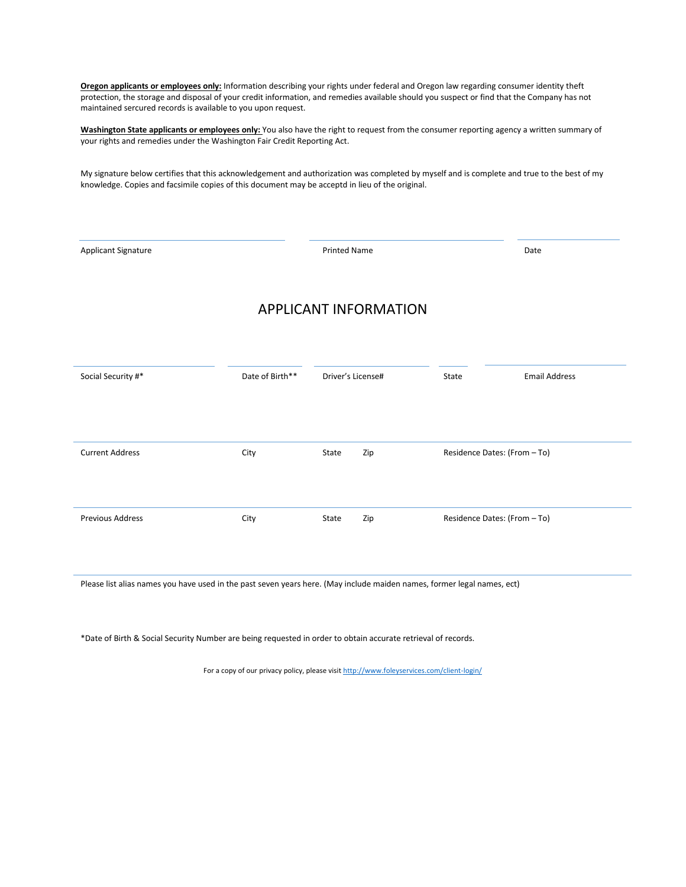**Oregon applicants or employees only:** Information describing your rights under federal and Oregon law regarding consumer identity theft protection, the storage and disposal of your credit information, and remedies available should you suspect or find that the Company has not maintained sercured records is available to you upon request.

**Washington State applicants or employees only:** You also have the right to request from the consumer reporting agency a written summary of your rights and remedies under the Washington Fair Credit Reporting Act.

My signature below certifies that this acknowledgement and authorization was completed by myself and is complete and true to the best of my knowledge. Copies and facsimile copies of this document may be acceptd in lieu of the original.

| Applicant Signature | Printed Name | Date |
|---|---|---|
| | | |

# APPLICANT INFORMATION

| Social Security #* | Date of Birth** | Driver's License# | State | Email Address |
|---|---|---|---|---|
| | | | | |

| Current Address | City | State | Zip | Residence Dates: (From – To) |
|---|---|---|---|---|
| | | | | |

| Previous Address | City | State | Zip | Residence Dates: (From – To) |
|---|---|---|---|---|
| | | | | |

Please list alias names you have used in the past seven years here. (May include maiden names, former legal names, ect)

*Date of Birth & Social Security Number are being requested in order to obtain accurate retrieval of records.

For a copy of our privacy policy, please visit http://www.foleyservices.com/client-login/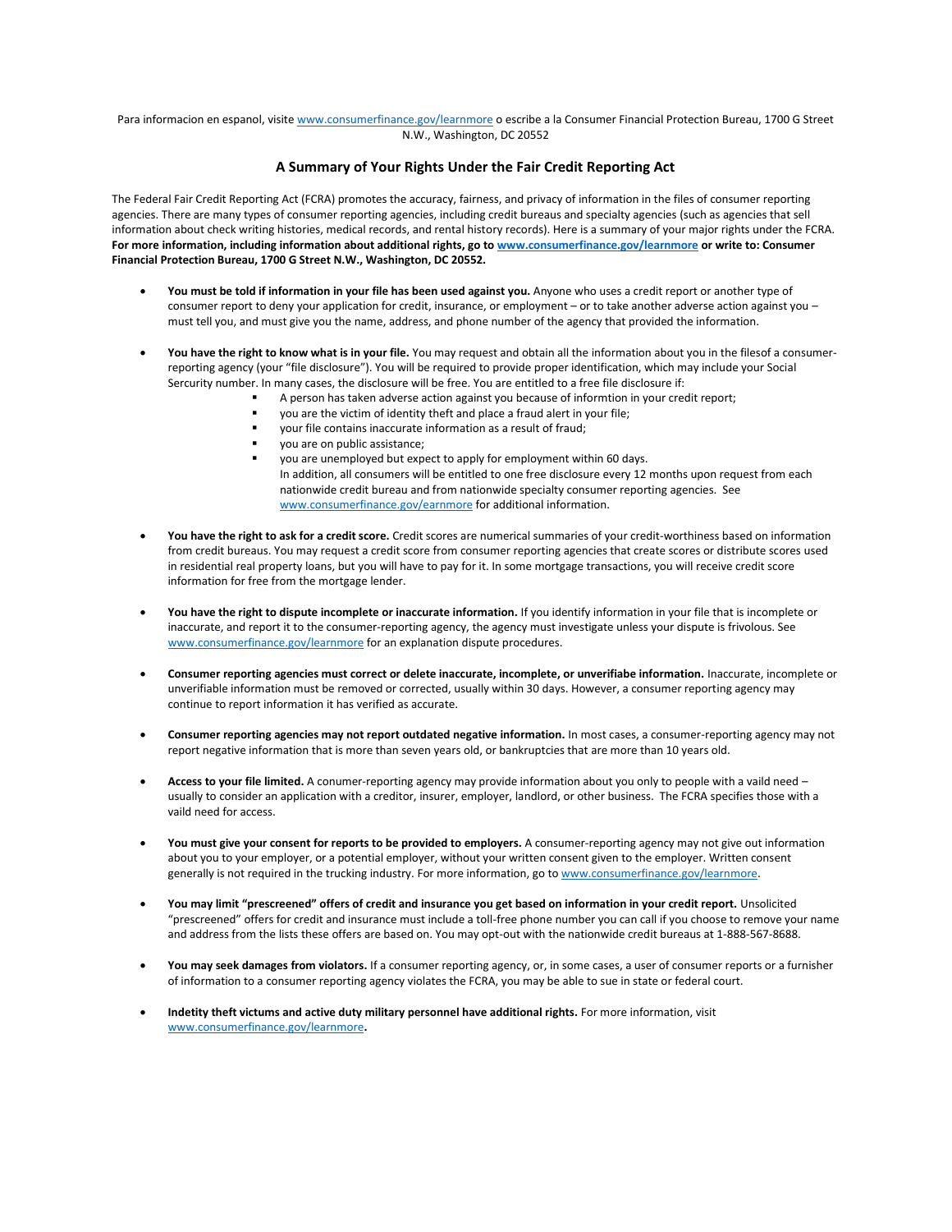Para informacion en espanol, visite www.consumerfinance.gov/learnmore o escribe a la Consumer Financial Protection Bureau, 1700 G Street N.W., Washington, DC 20552

## A Summary of Your Rights Under the Fair Credit Reporting Act

The Federal Fair Credit Reporting Act (FCRA) promotes the accuracy, fairness, and privacy of information in the files of consumer reporting agencies. There are many types of consumer reporting agencies, including credit bureaus and specialty agencies (such as agencies that sell information about check writing histories, medical records, and rental history records). Here is a summary of your major rights under the FCRA. **For more information, including information about additional rights, go to www.consumerfinance.gov/learnmore or write to: Consumer Financial Protection Bureau, 1700 G Street N.W., Washington, DC 20552.**

- **You must be told if information in your file has been used against you.** Anyone who uses a credit report or another type of consumer report to deny your application for credit, insurance, or employment – or to take another adverse action against you – must tell you, and must give you the name, address, and phone number of the agency that provided the information.

- **You have the right to know what is in your file.** You may request and obtain all the information about you in the filesof a consumer-reporting agency (your "file disclosure"). You will be required to provide proper identification, which may include your Social Sercurity number. In many cases, the disclosure will be free. You are entitled to a free file disclosure if:
  - A person has taken adverse action against you because of informtion in your credit report;
  - you are the victim of identity theft and place a fraud alert in your file;
  - your file contains inaccurate information as a result of fraud;
  - you are on public assistance;
  - you are unemployed but expect to apply for employment within 60 days.

  In addition, all consumers will be entitled to one free disclosure every 12 months upon request from each nationwide credit bureau and from nationwide specialty consumer reporting agencies. See www.consumerfinance.gov/earnmore for additional information.

- **You have the right to ask for a credit score.** Credit scores are numerical summaries of your credit-worthiness based on information from credit bureaus. You may request a credit score from consumer reporting agencies that create scores or distribute scores used in residential real property loans, but you will have to pay for it. In some mortgage transactions, you will receive credit score information for free from the mortgage lender.

- **You have the right to dispute incomplete or inaccurate information.** If you identify information in your file that is incomplete or inaccurate, and report it to the consumer-reporting agency, the agency must investigate unless your dispute is frivolous. See www.consumerfinance.gov/learnmore for an explanation dispute procedures.

- **Consumer reporting agencies must correct or delete inaccurate, incomplete, or unverifiabe information.** Inaccurate, incomplete or unverifiable information must be removed or corrected, usually within 30 days. However, a consumer reporting agency may continue to report information it has verified as accurate.

- **Consumer reporting agencies may not report outdated negative information.** In most cases, a consumer-reporting agency may not report negative information that is more than seven years old, or bankruptcies that are more than 10 years old.

- **Access to your file limited.** A conumer-reporting agency may provide information about you only to people with a vaild need – usually to consider an application with a creditor, insurer, employer, landlord, or other business. The FCRA specifies those with a vaild need for access.

- **You must give your consent for reports to be provided to employers.** A consumer-reporting agency may not give out information about you to your employer, or a potential employer, without your written consent given to the employer. Written consent generally is not required in the trucking industry. For more information, go to www.consumerfinance.gov/learnmore.

- **You may limit "prescreened" offers of credit and insurance you get based on information in your credit report.** Unsolicited "prescreened" offers for credit and insurance must include a toll-free phone number you can call if you choose to remove your name and address from the lists these offers are based on. You may opt-out with the nationwide credit bureaus at 1-888-567-8688.

- **You may seek damages from violators.** If a consumer reporting agency, or, in some cases, a user of consumer reports or a furnisher of information to a consumer reporting agency violates the FCRA, you may be able to sue in state or federal court.

- **Indetity theft victums and active duty military personnel have additional rights.** For more information, visit www.consumerfinance.gov/learnmore**.**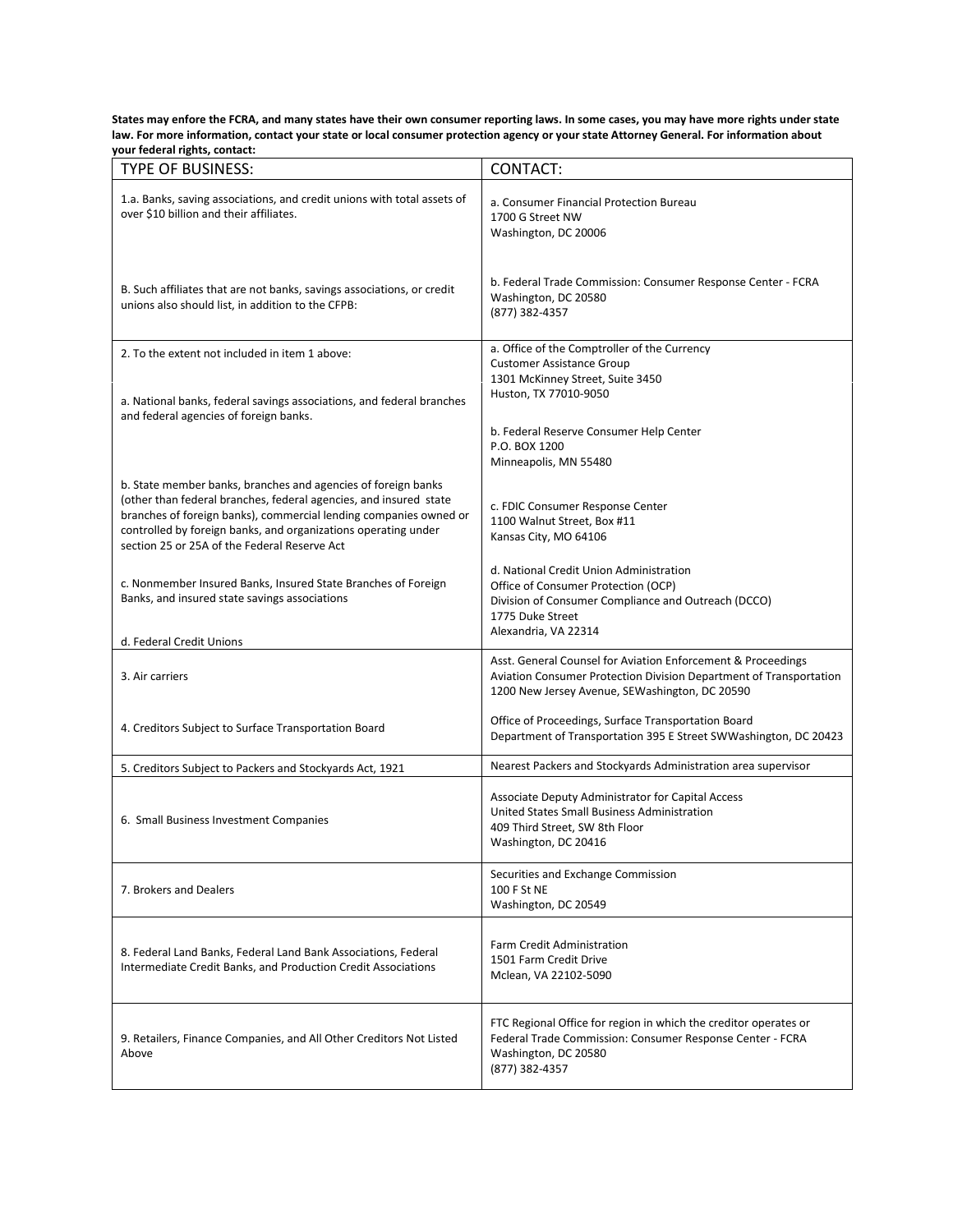**States may enfore the FCRA, and many states have their own consumer reporting laws. In some cases, you may have more rights under state law. For more information, contact your state or local consumer protection agency or your state Attorney General. For information about your federal rights, contact:**

| TYPE OF BUSINESS: | CONTACT: |
|---|---|
| 1.a. Banks, saving associations, and credit unions with total assets of over $10 billion and their affiliates.<br><br>B. Such affiliates that are not banks, savings associations, or credit unions also should list, in addition to the CFPB: | a. Consumer Financial Protection Bureau<br>1700 G Street NW<br>Washington, DC 20006<br><br>b. Federal Trade Commission: Consumer Response Center - FCRA<br>Washington, DC 20580<br>(877) 382-4357 |
| 2. To the extent not included in item 1 above:<br><br>a. National banks, federal savings associations, and federal branches and federal agencies of foreign banks.<br><br>b. State member banks, branches and agencies of foreign banks (other than federal branches, federal agencies, and insured state branches of foreign banks), commercial lending companies owned or controlled by foreign banks, and organizations operating under section 25 or 25A of the Federal Reserve Act<br><br>c. Nonmember Insured Banks, Insured State Branches of Foreign Banks, and insured state savings associations<br><br>d. Federal Credit Unions | a. Office of the Comptroller of the Currency<br>Customer Assistance Group<br>1301 McKinney Street, Suite 3450<br>Huston, TX 77010-9050<br><br>b. Federal Reserve Consumer Help Center<br>P.O. BOX 1200<br>Minneapolis, MN 55480<br><br>c. FDIC Consumer Response Center<br>1100 Walnut Street, Box #11<br>Kansas City, MO 64106<br><br>d. National Credit Union Administration<br>Office of Consumer Protection (OCP)<br>Division of Consumer Compliance and Outreach (DCCO)<br>1775 Duke Street<br>Alexandria, VA 22314 |
| 3. Air carriers<br><br>4. Creditors Subject to Surface Transportation Board | Asst. General Counsel for Aviation Enforcement & Proceedings<br>Aviation Consumer Protection Division Department of Transportation<br>1200 New Jersey Avenue, SEWashington, DC 20590<br><br>Office of Proceedings, Surface Transportation Board<br>Department of Transportation 395 E Street SWWashington, DC 20423 |
| 5. Creditors Subject to Packers and Stockyards Act, 1921 | Nearest Packers and Stockyards Administration area supervisor |
| 6. Small Business Investment Companies | Associate Deputy Administrator for Capital Access<br>United States Small Business Administration<br>409 Third Street, SW 8th Floor<br>Washington, DC 20416 |
| 7. Brokers and Dealers | Securities and Exchange Commission<br>100 F St NE<br>Washington, DC 20549 |
| 8. Federal Land Banks, Federal Land Bank Associations, Federal Intermediate Credit Banks, and Production Credit Associations | Farm Credit Administration<br>1501 Farm Credit Drive<br>Mclean, VA 22102-5090 |
| 9. Retailers, Finance Companies, and All Other Creditors Not Listed Above | FTC Regional Office for region in which the creditor operates or<br>Federal Trade Commission: Consumer Response Center - FCRA<br>Washington, DC 20580<br>(877) 382-4357 |